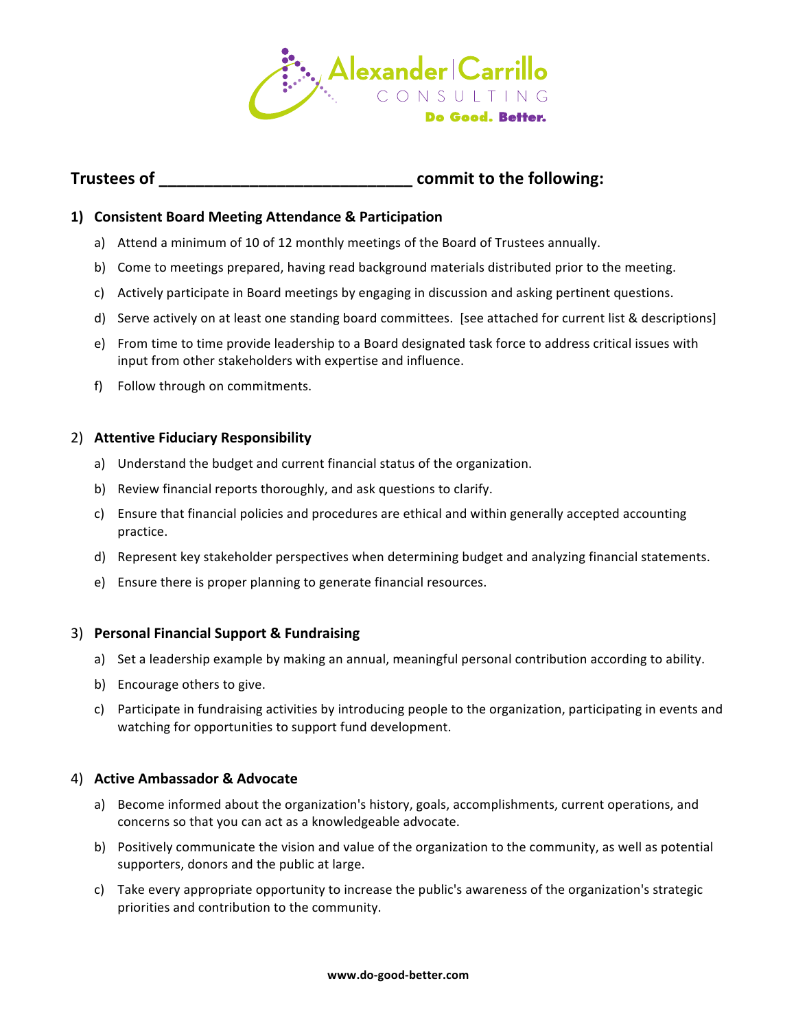Alexander | Carrillo
CONSULTING
**Do Good. Better.**

## Trustees of ______________________________ commit to the following:

### 1) Consistent Board Meeting Attendance & Participation

a) Attend a minimum of 10 of 12 monthly meetings of the Board of Trustees annually.

b) Come to meetings prepared, having read background materials distributed prior to the meeting.

c) Actively participate in Board meetings by engaging in discussion and asking pertinent questions.

d) Serve actively on at least one standing board committees. [see attached for current list & descriptions]

e) From time to time provide leadership to a Board designated task force to address critical issues with input from other stakeholders with expertise and influence.

f) Follow through on commitments.

### 2) Attentive Fiduciary Responsibility

a) Understand the budget and current financial status of the organization.

b) Review financial reports thoroughly, and ask questions to clarify.

c) Ensure that financial policies and procedures are ethical and within generally accepted accounting practice.

d) Represent key stakeholder perspectives when determining budget and analyzing financial statements.

e) Ensure there is proper planning to generate financial resources.

### 3) Personal Financial Support & Fundraising

a) Set a leadership example by making an annual, meaningful personal contribution according to ability.

b) Encourage others to give.

c) Participate in fundraising activities by introducing people to the organization, participating in events and watching for opportunities to support fund development.

### 4) Active Ambassador & Advocate

a) Become informed about the organization's history, goals, accomplishments, current operations, and concerns so that you can act as a knowledgeable advocate.

b) Positively communicate the vision and value of the organization to the community, as well as potential supporters, donors and the public at large.

c) Take every appropriate opportunity to increase the public's awareness of the organization's strategic priorities and contribution to the community.

**www.do-good-better.com**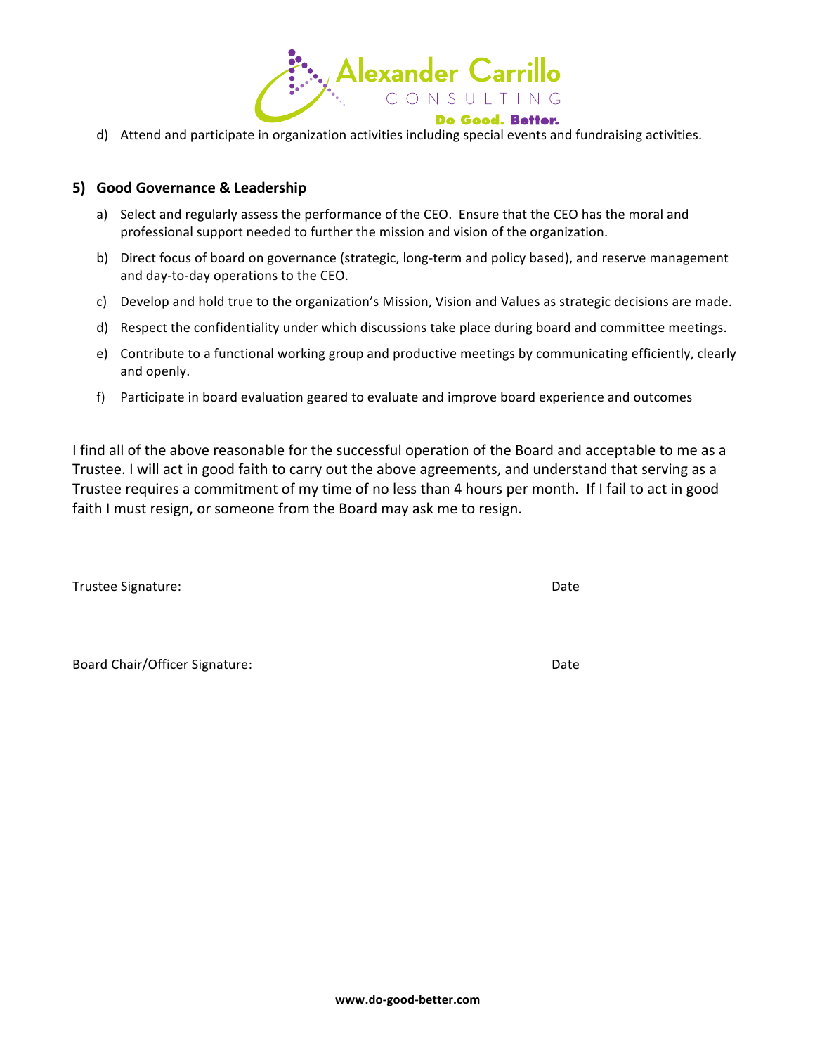d) Attend and participate in organization activities including special events and fundraising activities.

**5) Good Governance & Leadership**

a) Select and regularly assess the performance of the CEO. Ensure that the CEO has the moral and professional support needed to further the mission and vision of the organization.

b) Direct focus of board on governance (strategic, long-term and policy based), and reserve management and day-to-day operations to the CEO.

c) Develop and hold true to the organization's Mission, Vision and Values as strategic decisions are made.

d) Respect the confidentiality under which discussions take place during board and committee meetings.

e) Contribute to a functional working group and productive meetings by communicating efficiently, clearly and openly.

f) Participate in board evaluation geared to evaluate and improve board experience and outcomes

I find all of the above reasonable for the successful operation of the Board and acceptable to me as a Trustee. I will act in good faith to carry out the above agreements, and understand that serving as a Trustee requires a commitment of my time of no less than 4 hours per month. If I fail to act in good faith I must resign, or someone from the Board may ask me to resign.

\_\_\_\_\_\_\_\_\_\_\_\_\_\_\_\_\_\_\_\_\_\_\_\_\_\_\_\_\_\_\_\_\_\_\_\_\_\_\_\_\_\_\_\_\_\_\_\_\_\_\_\_\_\_

Trustee Signature: Date

\_\_\_\_\_\_\_\_\_\_\_\_\_\_\_\_\_\_\_\_\_\_\_\_\_\_\_\_\_\_\_\_\_\_\_\_\_\_\_\_\_\_\_\_\_\_\_\_\_\_\_\_\_\_

Board Chair/Officer Signature: Date